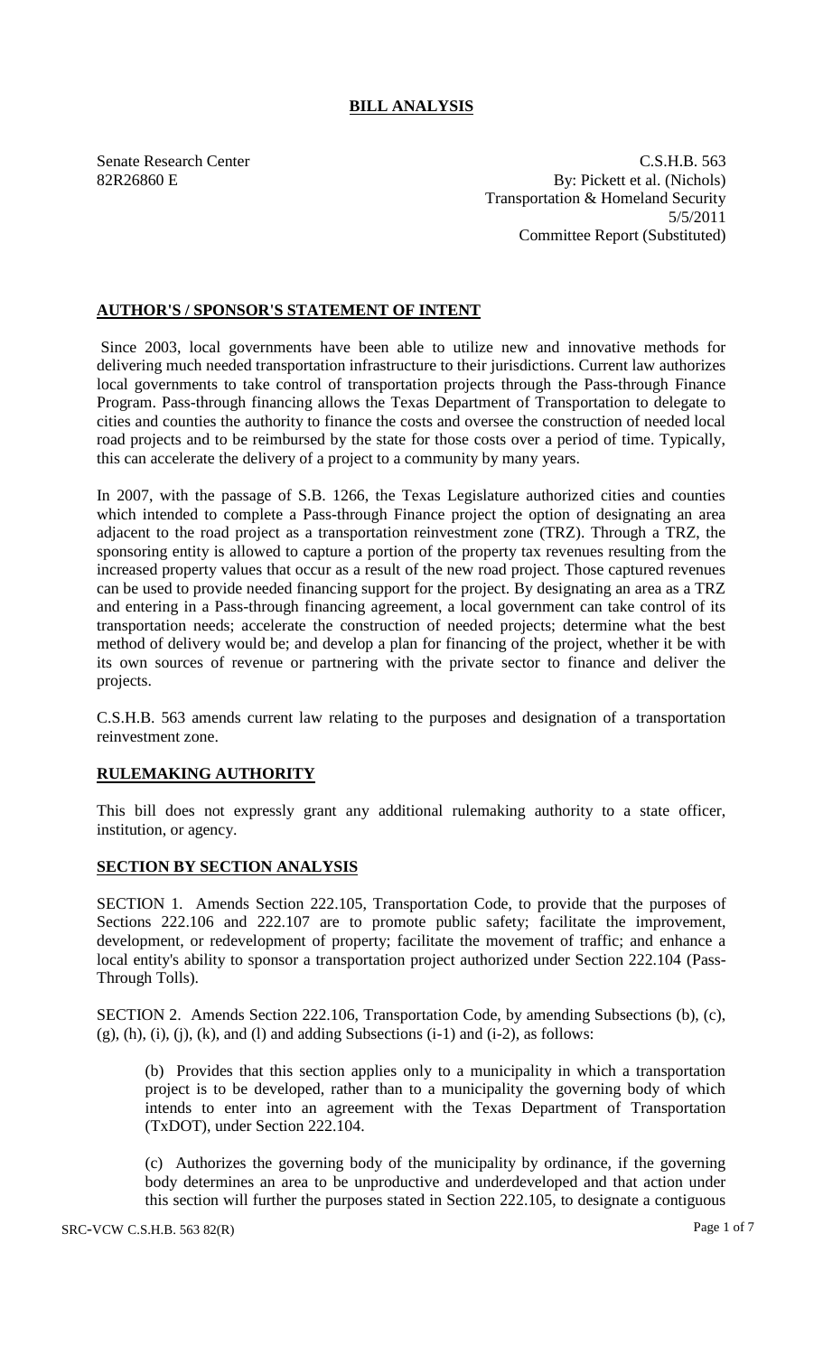# BILL ANALYSIS

Senate Research Center
82R26860 E

C.S.H.B. 563
By: Pickett et al. (Nichols)
Transportation & Homeland Security
5/5/2011
Committee Report (Substituted)

## AUTHOR'S / SPONSOR'S STATEMENT OF INTENT

Since 2003, local governments have been able to utilize new and innovative methods for delivering much needed transportation infrastructure to their jurisdictions. Current law authorizes local governments to take control of transportation projects through the Pass-through Finance Program. Pass-through financing allows the Texas Department of Transportation to delegate to cities and counties the authority to finance the costs and oversee the construction of needed local road projects and to be reimbursed by the state for those costs over a period of time. Typically, this can accelerate the delivery of a project to a community by many years.

In 2007, with the passage of S.B. 1266, the Texas Legislature authorized cities and counties which intended to complete a Pass-through Finance project the option of designating an area adjacent to the road project as a transportation reinvestment zone (TRZ). Through a TRZ, the sponsoring entity is allowed to capture a portion of the property tax revenues resulting from the increased property values that occur as a result of the new road project. Those captured revenues can be used to provide needed financing support for the project. By designating an area as a TRZ and entering in a Pass-through financing agreement, a local government can take control of its transportation needs; accelerate the construction of needed projects; determine what the best method of delivery would be; and develop a plan for financing of the project, whether it be with its own sources of revenue or partnering with the private sector to finance and deliver the projects.

C.S.H.B. 563 amends current law relating to the purposes and designation of a transportation reinvestment zone.

## RULEMAKING AUTHORITY

This bill does not expressly grant any additional rulemaking authority to a state officer, institution, or agency.

## SECTION BY SECTION ANALYSIS

SECTION 1. Amends Section 222.105, Transportation Code, to provide that the purposes of Sections 222.106 and 222.107 are to promote public safety; facilitate the improvement, development, or redevelopment of property; facilitate the movement of traffic; and enhance a local entity's ability to sponsor a transportation project authorized under Section 222.104 (Pass-Through Tolls).

SECTION 2. Amends Section 222.106, Transportation Code, by amending Subsections (b), (c), (g), (h), (i), (j), (k), and (l) and adding Subsections (i-1) and (i-2), as follows:

(b) Provides that this section applies only to a municipality in which a transportation project is to be developed, rather than to a municipality the governing body of which intends to enter into an agreement with the Texas Department of Transportation (TxDOT), under Section 222.104.

(c) Authorizes the governing body of the municipality by ordinance, if the governing body determines an area to be unproductive and underdeveloped and that action under this section will further the purposes stated in Section 222.105, to designate a contiguous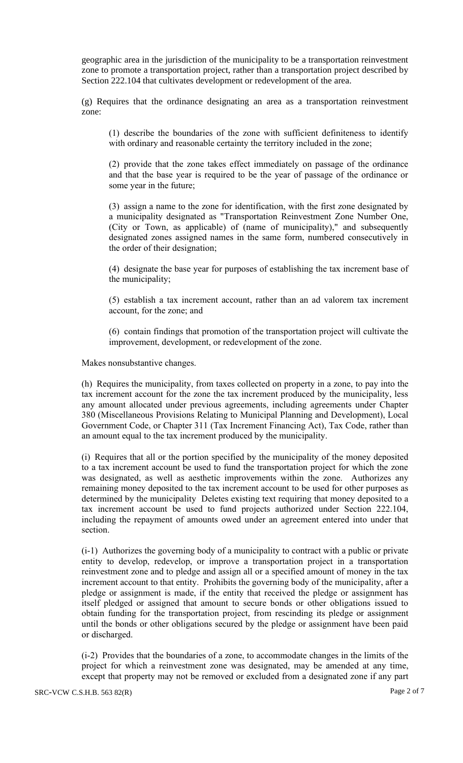geographic area in the jurisdiction of the municipality to be a transportation reinvestment zone to promote a transportation project, rather than a transportation project described by Section 222.104 that cultivates development or redevelopment of the area.

(g) Requires that the ordinance designating an area as a transportation reinvestment zone:

> (1) describe the boundaries of the zone with sufficient definiteness to identify with ordinary and reasonable certainty the territory included in the zone;
>
> (2) provide that the zone takes effect immediately on passage of the ordinance and that the base year is required to be the year of passage of the ordinance or some year in the future;
>
> (3) assign a name to the zone for identification, with the first zone designated by a municipality designated as "Transportation Reinvestment Zone Number One, (City or Town, as applicable) of (name of municipality)," and subsequently designated zones assigned names in the same form, numbered consecutively in the order of their designation;
>
> (4) designate the base year for purposes of establishing the tax increment base of the municipality;
>
> (5) establish a tax increment account, rather than an ad valorem tax increment account, for the zone; and
>
> (6) contain findings that promotion of the transportation project will cultivate the improvement, development, or redevelopment of the zone.

Makes nonsubstantive changes.

(h) Requires the municipality, from taxes collected on property in a zone, to pay into the tax increment account for the zone the tax increment produced by the municipality, less any amount allocated under previous agreements, including agreements under Chapter 380 (Miscellaneous Provisions Relating to Municipal Planning and Development), Local Government Code, or Chapter 311 (Tax Increment Financing Act), Tax Code, rather than an amount equal to the tax increment produced by the municipality.

(i) Requires that all or the portion specified by the municipality of the money deposited to a tax increment account be used to fund the transportation project for which the zone was designated, as well as aesthetic improvements within the zone. Authorizes any remaining money deposited to the tax increment account to be used for other purposes as determined by the municipality Deletes existing text requiring that money deposited to a tax increment account be used to fund projects authorized under Section 222.104, including the repayment of amounts owed under an agreement entered into under that section.

(i-1) Authorizes the governing body of a municipality to contract with a public or private entity to develop, redevelop, or improve a transportation project in a transportation reinvestment zone and to pledge and assign all or a specified amount of money in the tax increment account to that entity. Prohibits the governing body of the municipality, after a pledge or assignment is made, if the entity that received the pledge or assignment has itself pledged or assigned that amount to secure bonds or other obligations issued to obtain funding for the transportation project, from rescinding its pledge or assignment until the bonds or other obligations secured by the pledge or assignment have been paid or discharged.

(i-2) Provides that the boundaries of a zone, to accommodate changes in the limits of the project for which a reinvestment zone was designated, may be amended at any time, except that property may not be removed or excluded from a designated zone if any part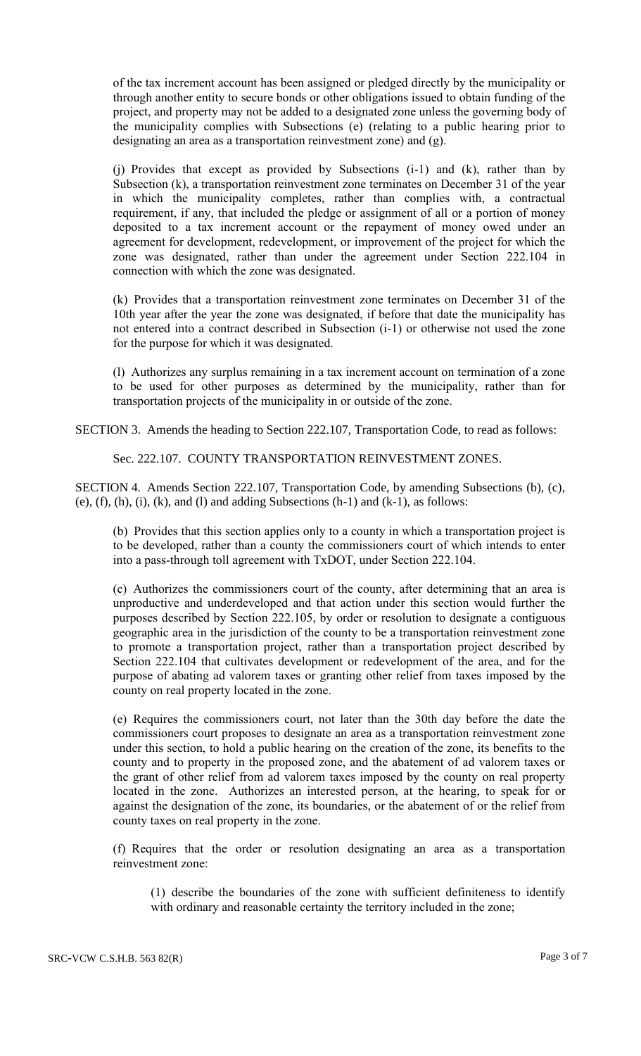of the tax increment account has been assigned or pledged directly by the municipality or through another entity to secure bonds or other obligations issued to obtain funding of the project, and property may not be added to a designated zone unless the governing body of the municipality complies with Subsections (e) (relating to a public hearing prior to designating an area as a transportation reinvestment zone) and (g).

(j) Provides that except as provided by Subsections (i-1) and (k), rather than by Subsection (k), a transportation reinvestment zone terminates on December 31 of the year in which the municipality completes, rather than complies with, a contractual requirement, if any, that included the pledge or assignment of all or a portion of money deposited to a tax increment account or the repayment of money owed under an agreement for development, redevelopment, or improvement of the project for which the zone was designated, rather than under the agreement under Section 222.104 in connection with which the zone was designated.

(k) Provides that a transportation reinvestment zone terminates on December 31 of the 10th year after the year the zone was designated, if before that date the municipality has not entered into a contract described in Subsection (i-1) or otherwise not used the zone for the purpose for which it was designated.

(l) Authorizes any surplus remaining in a tax increment account on termination of a zone to be used for other purposes as determined by the municipality, rather than for transportation projects of the municipality in or outside of the zone.

SECTION 3. Amends the heading to Section 222.107, Transportation Code, to read as follows:

Sec. 222.107. COUNTY TRANSPORTATION REINVESTMENT ZONES.

SECTION 4. Amends Section 222.107, Transportation Code, by amending Subsections (b), (c), (e), (f), (h), (i), (k), and (l) and adding Subsections (h-1) and (k-1), as follows:

(b) Provides that this section applies only to a county in which a transportation project is to be developed, rather than a county the commissioners court of which intends to enter into a pass-through toll agreement with TxDOT, under Section 222.104.

(c) Authorizes the commissioners court of the county, after determining that an area is unproductive and underdeveloped and that action under this section would further the purposes described by Section 222.105, by order or resolution to designate a contiguous geographic area in the jurisdiction of the county to be a transportation reinvestment zone to promote a transportation project, rather than a transportation project described by Section 222.104 that cultivates development or redevelopment of the area, and for the purpose of abating ad valorem taxes or granting other relief from taxes imposed by the county on real property located in the zone.

(e) Requires the commissioners court, not later than the 30th day before the date the commissioners court proposes to designate an area as a transportation reinvestment zone under this section, to hold a public hearing on the creation of the zone, its benefits to the county and to property in the proposed zone, and the abatement of ad valorem taxes or the grant of other relief from ad valorem taxes imposed by the county on real property located in the zone. Authorizes an interested person, at the hearing, to speak for or against the designation of the zone, its boundaries, or the abatement of or the relief from county taxes on real property in the zone.

(f) Requires that the order or resolution designating an area as a transportation reinvestment zone:

(1) describe the boundaries of the zone with sufficient definiteness to identify with ordinary and reasonable certainty the territory included in the zone;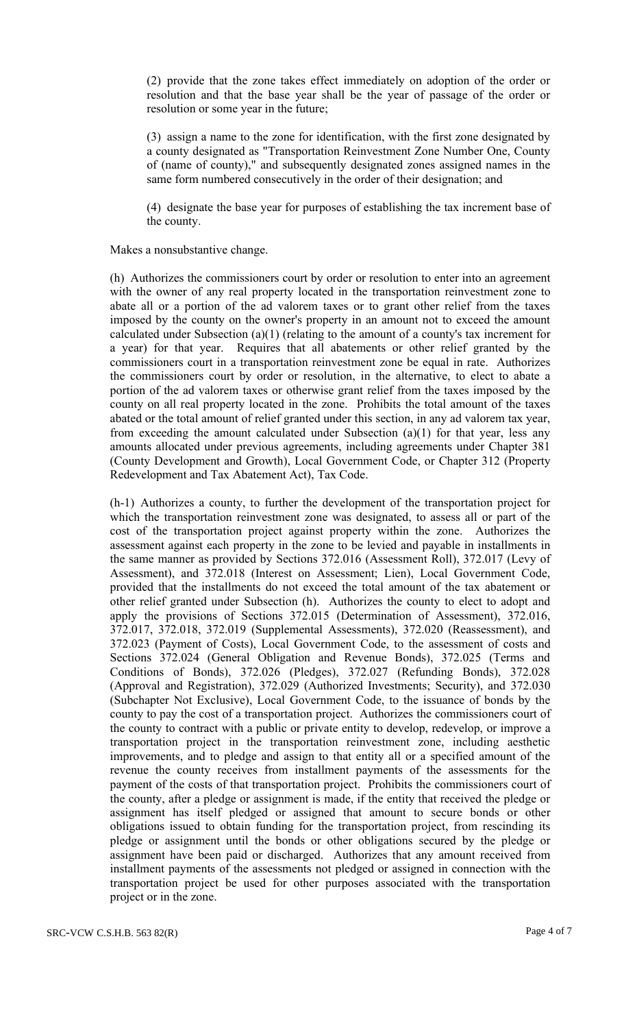(2) provide that the zone takes effect immediately on adoption of the order or resolution and that the base year shall be the year of passage of the order or resolution or some year in the future;

(3) assign a name to the zone for identification, with the first zone designated by a county designated as "Transportation Reinvestment Zone Number One, County of (name of county)," and subsequently designated zones assigned names in the same form numbered consecutively in the order of their designation; and

(4) designate the base year for purposes of establishing the tax increment base of the county.

Makes a nonsubstantive change.

(h) Authorizes the commissioners court by order or resolution to enter into an agreement with the owner of any real property located in the transportation reinvestment zone to abate all or a portion of the ad valorem taxes or to grant other relief from the taxes imposed by the county on the owner's property in an amount not to exceed the amount calculated under Subsection (a)(1) (relating to the amount of a county's tax increment for a year) for that year. Requires that all abatements or other relief granted by the commissioners court in a transportation reinvestment zone be equal in rate. Authorizes the commissioners court by order or resolution, in the alternative, to elect to abate a portion of the ad valorem taxes or otherwise grant relief from the taxes imposed by the county on all real property located in the zone. Prohibits the total amount of the taxes abated or the total amount of relief granted under this section, in any ad valorem tax year, from exceeding the amount calculated under Subsection (a)(1) for that year, less any amounts allocated under previous agreements, including agreements under Chapter 381 (County Development and Growth), Local Government Code, or Chapter 312 (Property Redevelopment and Tax Abatement Act), Tax Code.

(h-1) Authorizes a county, to further the development of the transportation project for which the transportation reinvestment zone was designated, to assess all or part of the cost of the transportation project against property within the zone. Authorizes the assessment against each property in the zone to be levied and payable in installments in the same manner as provided by Sections 372.016 (Assessment Roll), 372.017 (Levy of Assessment), and 372.018 (Interest on Assessment; Lien), Local Government Code, provided that the installments do not exceed the total amount of the tax abatement or other relief granted under Subsection (h). Authorizes the county to elect to adopt and apply the provisions of Sections 372.015 (Determination of Assessment), 372.016, 372.017, 372.018, 372.019 (Supplemental Assessments), 372.020 (Reassessment), and 372.023 (Payment of Costs), Local Government Code, to the assessment of costs and Sections 372.024 (General Obligation and Revenue Bonds), 372.025 (Terms and Conditions of Bonds), 372.026 (Pledges), 372.027 (Refunding Bonds), 372.028 (Approval and Registration), 372.029 (Authorized Investments; Security), and 372.030 (Subchapter Not Exclusive), Local Government Code, to the issuance of bonds by the county to pay the cost of a transportation project. Authorizes the commissioners court of the county to contract with a public or private entity to develop, redevelop, or improve a transportation project in the transportation reinvestment zone, including aesthetic improvements, and to pledge and assign to that entity all or a specified amount of the revenue the county receives from installment payments of the assessments for the payment of the costs of that transportation project. Prohibits the commissioners court of the county, after a pledge or assignment is made, if the entity that received the pledge or assignment has itself pledged or assigned that amount to secure bonds or other obligations issued to obtain funding for the transportation project, from rescinding its pledge or assignment until the bonds or other obligations secured by the pledge or assignment have been paid or discharged. Authorizes that any amount received from installment payments of the assessments not pledged or assigned in connection with the transportation project be used for other purposes associated with the transportation project or in the zone.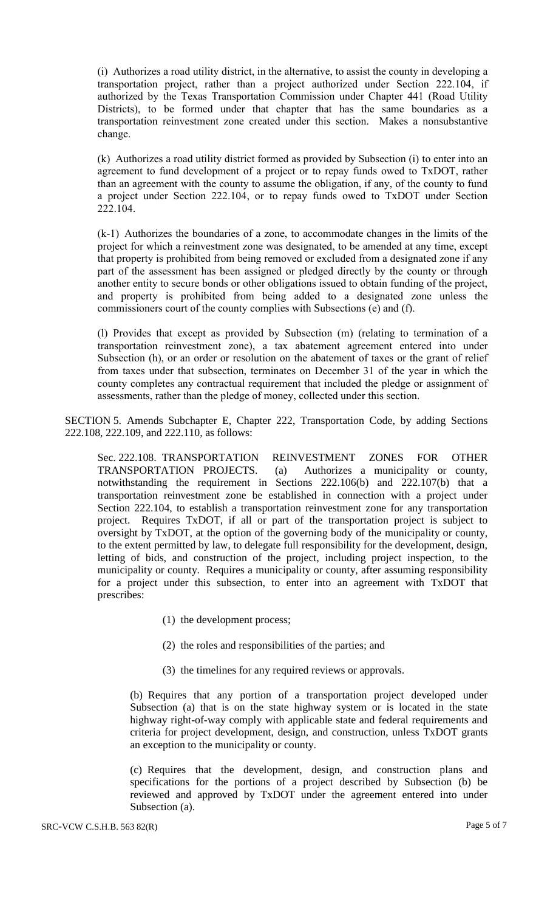(i) Authorizes a road utility district, in the alternative, to assist the county in developing a transportation project, rather than a project authorized under Section 222.104, if authorized by the Texas Transportation Commission under Chapter 441 (Road Utility Districts), to be formed under that chapter that has the same boundaries as a transportation reinvestment zone created under this section. Makes a nonsubstantive change.

(k) Authorizes a road utility district formed as provided by Subsection (i) to enter into an agreement to fund development of a project or to repay funds owed to TxDOT, rather than an agreement with the county to assume the obligation, if any, of the county to fund a project under Section 222.104, or to repay funds owed to TxDOT under Section 222.104.

(k-1) Authorizes the boundaries of a zone, to accommodate changes in the limits of the project for which a reinvestment zone was designated, to be amended at any time, except that property is prohibited from being removed or excluded from a designated zone if any part of the assessment has been assigned or pledged directly by the county or through another entity to secure bonds or other obligations issued to obtain funding of the project, and property is prohibited from being added to a designated zone unless the commissioners court of the county complies with Subsections (e) and (f).

(l) Provides that except as provided by Subsection (m) (relating to termination of a transportation reinvestment zone), a tax abatement agreement entered into under Subsection (h), or an order or resolution on the abatement of taxes or the grant of relief from taxes under that subsection, terminates on December 31 of the year in which the county completes any contractual requirement that included the pledge or assignment of assessments, rather than the pledge of money, collected under this section.

SECTION 5. Amends Subchapter E, Chapter 222, Transportation Code, by adding Sections 222.108, 222.109, and 222.110, as follows:

Sec. 222.108. TRANSPORTATION REINVESTMENT ZONES FOR OTHER TRANSPORTATION PROJECTS. (a) Authorizes a municipality or county, notwithstanding the requirement in Sections 222.106(b) and 222.107(b) that a transportation reinvestment zone be established in connection with a project under Section 222.104, to establish a transportation reinvestment zone for any transportation project. Requires TxDOT, if all or part of the transportation project is subject to oversight by TxDOT, at the option of the governing body of the municipality or county, to the extent permitted by law, to delegate full responsibility for the development, design, letting of bids, and construction of the project, including project inspection, to the municipality or county. Requires a municipality or county, after assuming responsibility for a project under this subsection, to enter into an agreement with TxDOT that prescribes:

(1) the development process;

(2) the roles and responsibilities of the parties; and

(3) the timelines for any required reviews or approvals.

(b) Requires that any portion of a transportation project developed under Subsection (a) that is on the state highway system or is located in the state highway right-of-way comply with applicable state and federal requirements and criteria for project development, design, and construction, unless TxDOT grants an exception to the municipality or county.

(c) Requires that the development, design, and construction plans and specifications for the portions of a project described by Subsection (b) be reviewed and approved by TxDOT under the agreement entered into under Subsection (a).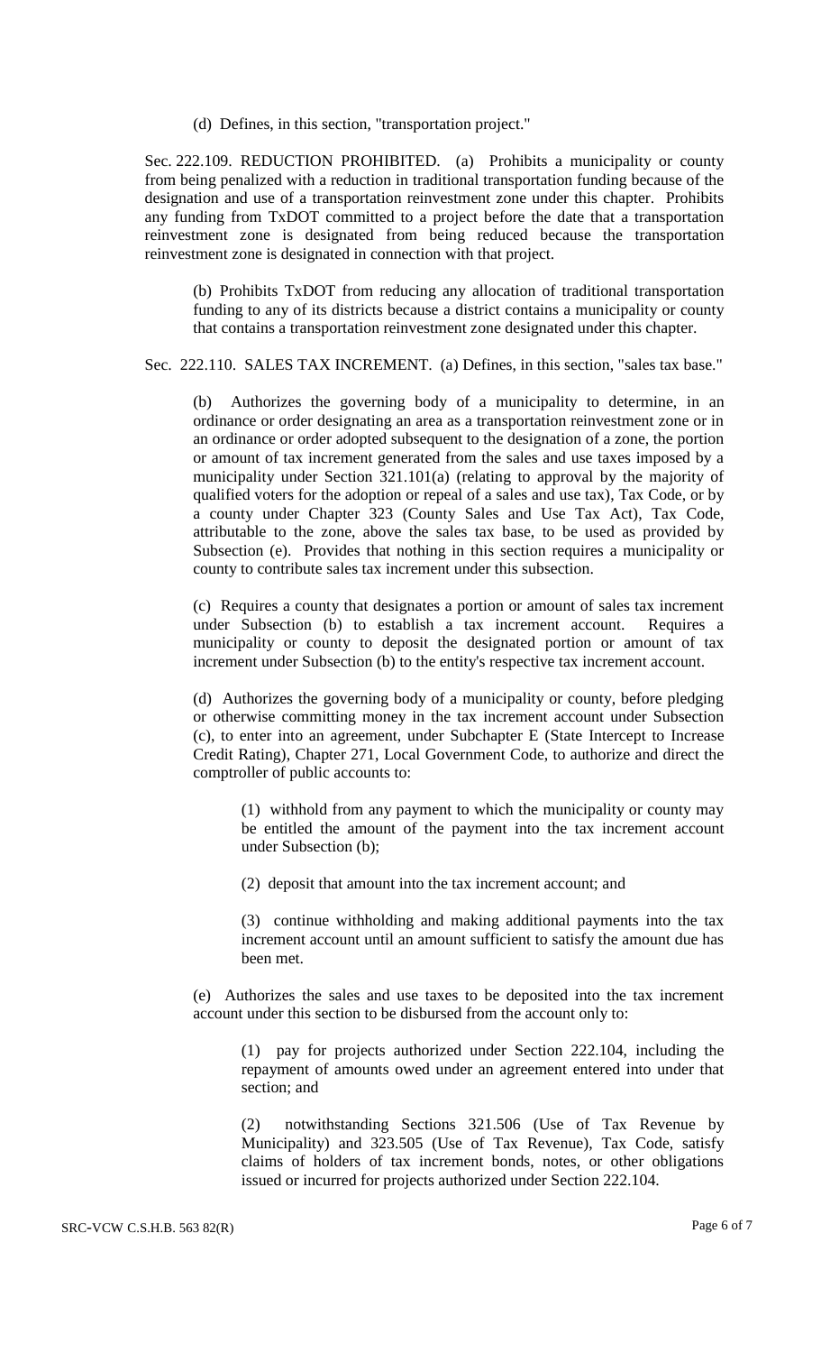(d) Defines, in this section, "transportation project."

Sec. 222.109. REDUCTION PROHIBITED. (a) Prohibits a municipality or county from being penalized with a reduction in traditional transportation funding because of the designation and use of a transportation reinvestment zone under this chapter. Prohibits any funding from TxDOT committed to a project before the date that a transportation reinvestment zone is designated from being reduced because the transportation reinvestment zone is designated in connection with that project.

(b) Prohibits TxDOT from reducing any allocation of traditional transportation funding to any of its districts because a district contains a municipality or county that contains a transportation reinvestment zone designated under this chapter.

Sec. 222.110. SALES TAX INCREMENT. (a) Defines, in this section, "sales tax base."

(b) Authorizes the governing body of a municipality to determine, in an ordinance or order designating an area as a transportation reinvestment zone or in an ordinance or order adopted subsequent to the designation of a zone, the portion or amount of tax increment generated from the sales and use taxes imposed by a municipality under Section 321.101(a) (relating to approval by the majority of qualified voters for the adoption or repeal of a sales and use tax), Tax Code, or by a county under Chapter 323 (County Sales and Use Tax Act), Tax Code, attributable to the zone, above the sales tax base, to be used as provided by Subsection (e). Provides that nothing in this section requires a municipality or county to contribute sales tax increment under this subsection.

(c) Requires a county that designates a portion or amount of sales tax increment under Subsection (b) to establish a tax increment account. Requires a municipality or county to deposit the designated portion or amount of tax increment under Subsection (b) to the entity's respective tax increment account.

(d) Authorizes the governing body of a municipality or county, before pledging or otherwise committing money in the tax increment account under Subsection (c), to enter into an agreement, under Subchapter E (State Intercept to Increase Credit Rating), Chapter 271, Local Government Code, to authorize and direct the comptroller of public accounts to:

(1) withhold from any payment to which the municipality or county may be entitled the amount of the payment into the tax increment account under Subsection (b);

(2) deposit that amount into the tax increment account; and

(3) continue withholding and making additional payments into the tax increment account until an amount sufficient to satisfy the amount due has been met.

(e) Authorizes the sales and use taxes to be deposited into the tax increment account under this section to be disbursed from the account only to:

(1) pay for projects authorized under Section 222.104, including the repayment of amounts owed under an agreement entered into under that section; and

(2) notwithstanding Sections 321.506 (Use of Tax Revenue by Municipality) and 323.505 (Use of Tax Revenue), Tax Code, satisfy claims of holders of tax increment bonds, notes, or other obligations issued or incurred for projects authorized under Section 222.104.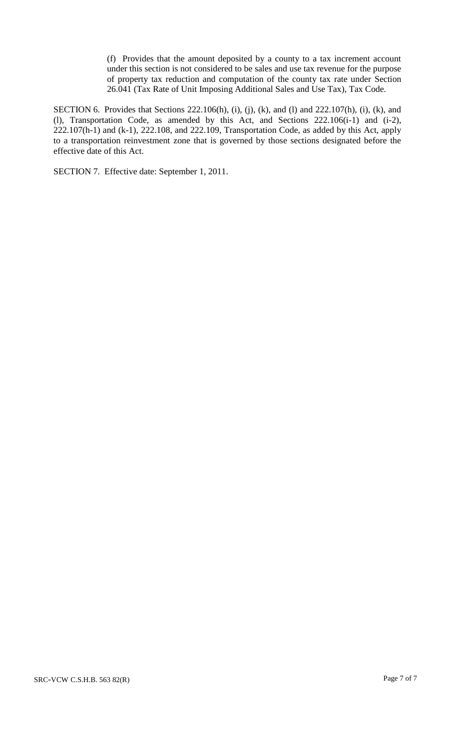(f) Provides that the amount deposited by a county to a tax increment account under this section is not considered to be sales and use tax revenue for the purpose of property tax reduction and computation of the county tax rate under Section 26.041 (Tax Rate of Unit Imposing Additional Sales and Use Tax), Tax Code.

SECTION 6. Provides that Sections 222.106(h), (i), (j), (k), and (l) and 222.107(h), (i), (k), and (l), Transportation Code, as amended by this Act, and Sections 222.106(i-1) and (i-2), 222.107(h-1) and (k-1), 222.108, and 222.109, Transportation Code, as added by this Act, apply to a transportation reinvestment zone that is governed by those sections designated before the effective date of this Act.

SECTION 7. Effective date: September 1, 2011.